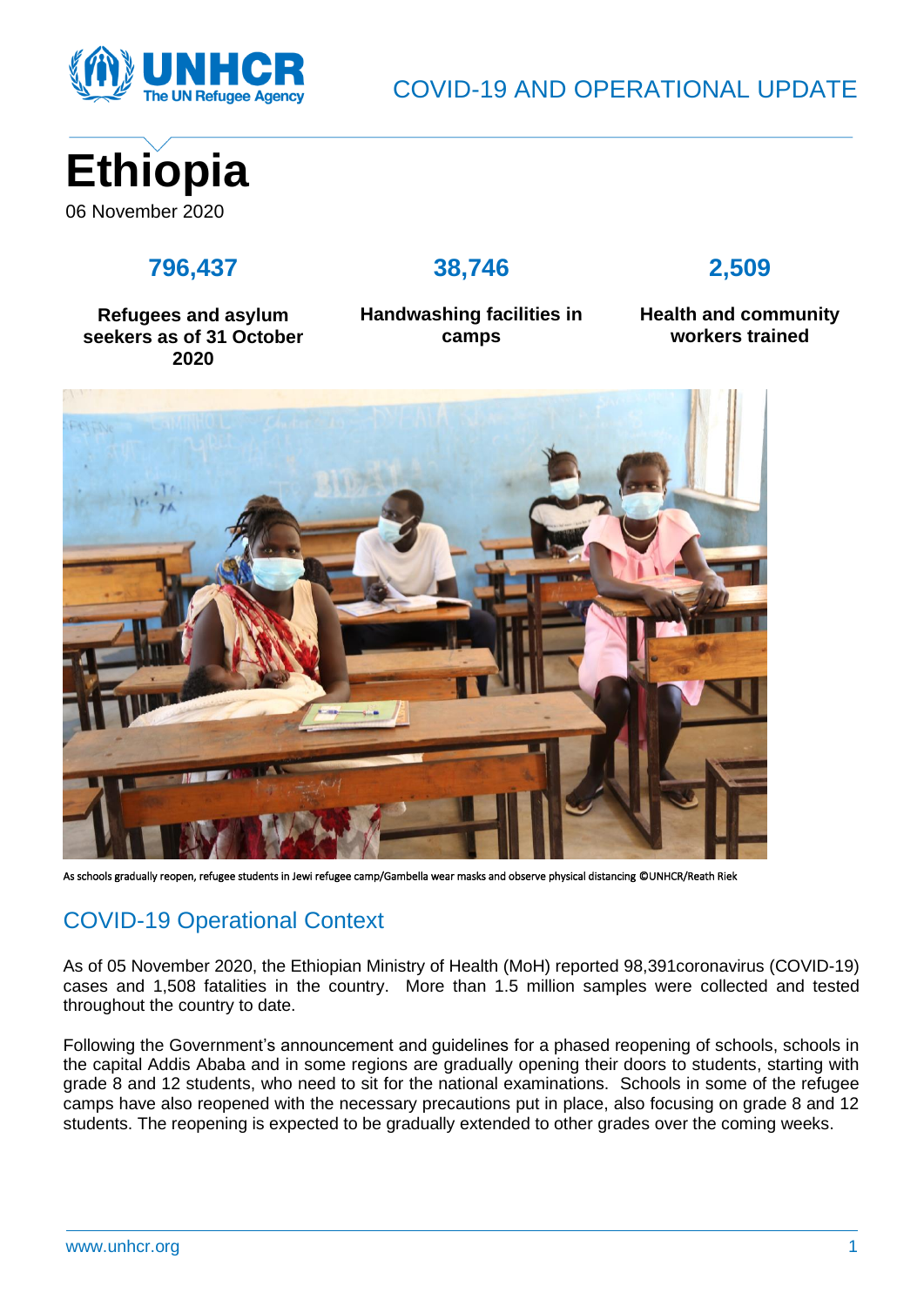COVID-19 AND OPERATIONAL UPDATE

# Ethiopia

06 November 2020

| 796,437 | 38,746 | 2,509 |
|---|---|---|
| Refugees and asylum seekers as of 31 October 2020 | Handwashing facilities in camps | Health and community workers trained |

As schools gradually reopen, refugee students in Jewi refugee camp/Gambella wear masks and observe physical distancing ©UNHCR/Reath Riek

## COVID-19 Operational Context

As of 05 November 2020, the Ethiopian Ministry of Health (MoH) reported 98,391coronavirus (COVID-19) cases and 1,508 fatalities in the country. More than 1.5 million samples were collected and tested throughout the country to date.

Following the Government's announcement and guidelines for a phased reopening of schools, schools in the capital Addis Ababa and in some regions are gradually opening their doors to students, starting with grade 8 and 12 students, who need to sit for the national examinations. Schools in some of the refugee camps have also reopened with the necessary precautions put in place, also focusing on grade 8 and 12 students. The reopening is expected to be gradually extended to other grades over the coming weeks.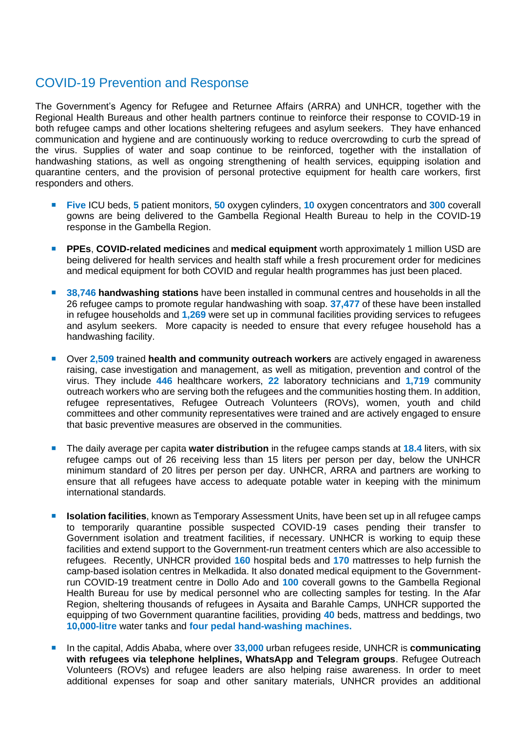## COVID-19 Prevention and Response

The Government's Agency for Refugee and Returnee Affairs (ARRA) and UNHCR, together with the Regional Health Bureaus and other health partners continue to reinforce their response to COVID-19 in both refugee camps and other locations sheltering refugees and asylum seekers. They have enhanced communication and hygiene and are continuously working to reduce overcrowding to curb the spread of the virus. Supplies of water and soap continue to be reinforced, together with the installation of handwashing stations, as well as ongoing strengthening of health services, equipping isolation and quarantine centers, and the provision of personal protective equipment for health care workers, first responders and others.

- **Five** ICU beds, **5** patient monitors, **50** oxygen cylinders, **10** oxygen concentrators and **300** coverall gowns are being delivered to the Gambella Regional Health Bureau to help in the COVID-19 response in the Gambella Region.

- **PPEs**, **COVID-related medicines** and **medical equipment** worth approximately 1 million USD are being delivered for health services and health staff while a fresh procurement order for medicines and medical equipment for both COVID and regular health programmes has just been placed.

- **38,746 handwashing stations** have been installed in communal centres and households in all the 26 refugee camps to promote regular handwashing with soap. **37,477** of these have been installed in refugee households and **1,269** were set up in communal facilities providing services to refugees and asylum seekers. More capacity is needed to ensure that every refugee household has a handwashing facility.

- Over **2,509** trained **health and community outreach workers** are actively engaged in awareness raising, case investigation and management, as well as mitigation, prevention and control of the virus. They include **446** healthcare workers, **22** laboratory technicians and **1,719** community outreach workers who are serving both the refugees and the communities hosting them. In addition, refugee representatives, Refugee Outreach Volunteers (ROVs), women, youth and child committees and other community representatives were trained and are actively engaged to ensure that basic preventive measures are observed in the communities.

- The daily average per capita **water distribution** in the refugee camps stands at **18.4** liters, with six refugee camps out of 26 receiving less than 15 liters per person per day, below the UNHCR minimum standard of 20 litres per person per day. UNHCR, ARRA and partners are working to ensure that all refugees have access to adequate potable water in keeping with the minimum international standards.

- **Isolation facilities**, known as Temporary Assessment Units, have been set up in all refugee camps to temporarily quarantine possible suspected COVID-19 cases pending their transfer to Government isolation and treatment facilities, if necessary. UNHCR is working to equip these facilities and extend support to the Government-run treatment centers which are also accessible to refugees. Recently, UNHCR provided **160** hospital beds and **170** mattresses to help furnish the camp-based isolation centres in Melkadida. It also donated medical equipment to the Government-run COVID-19 treatment centre in Dollo Ado and **100** coverall gowns to the Gambella Regional Health Bureau for use by medical personnel who are collecting samples for testing. In the Afar Region, sheltering thousands of refugees in Aysaita and Barahle Camps, UNHCR supported the equipping of two Government quarantine facilities, providing **40** beds, mattress and beddings, two **10,000-litre** water tanks and **four pedal hand-washing machines.**

- In the capital, Addis Ababa, where over **33,000** urban refugees reside, UNHCR is **communicating with refugees via telephone helplines, WhatsApp and Telegram groups**. Refugee Outreach Volunteers (ROVs) and refugee leaders are also helping raise awareness. In order to meet additional expenses for soap and other sanitary materials, UNHCR provides an additional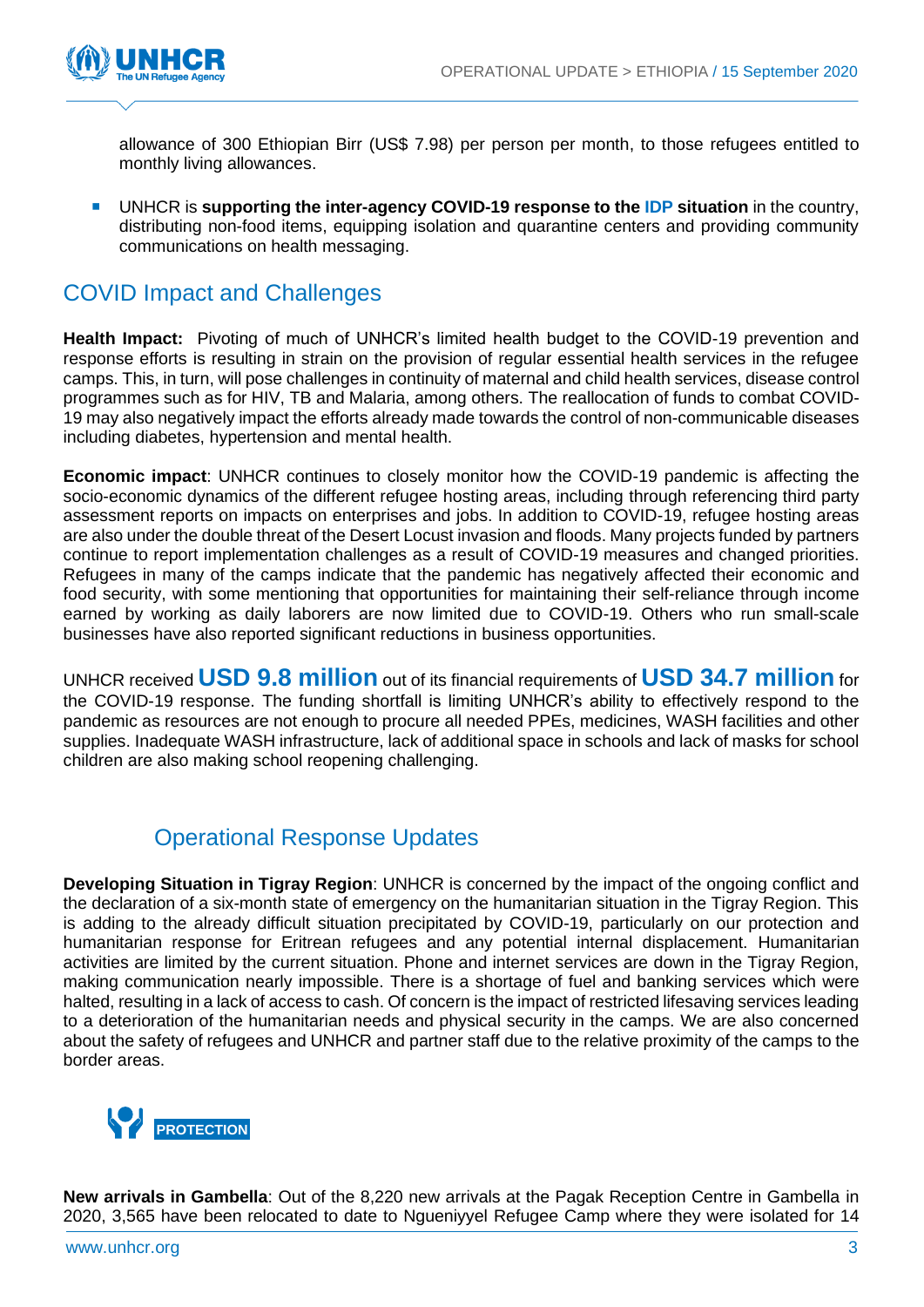allowance of 300 Ethiopian Birr (US$ 7.98) per person per month, to those refugees entitled to monthly living allowances.

- UNHCR is **supporting the inter-agency COVID-19 response to the IDP situation** in the country, distributing non-food items, equipping isolation and quarantine centers and providing community communications on health messaging.

## COVID Impact and Challenges

**Health Impact:** Pivoting of much of UNHCR's limited health budget to the COVID-19 prevention and response efforts is resulting in strain on the provision of regular essential health services in the refugee camps. This, in turn, will pose challenges in continuity of maternal and child health services, disease control programmes such as for HIV, TB and Malaria, among others. The reallocation of funds to combat COVID-19 may also negatively impact the efforts already made towards the control of non-communicable diseases including diabetes, hypertension and mental health.

**Economic impact**: UNHCR continues to closely monitor how the COVID-19 pandemic is affecting the socio-economic dynamics of the different refugee hosting areas, including through referencing third party assessment reports on impacts on enterprises and jobs. In addition to COVID-19, refugee hosting areas are also under the double threat of the Desert Locust invasion and floods. Many projects funded by partners continue to report implementation challenges as a result of COVID-19 measures and changed priorities. Refugees in many of the camps indicate that the pandemic has negatively affected their economic and food security, with some mentioning that opportunities for maintaining their self-reliance through income earned by working as daily laborers are now limited due to COVID-19. Others who run small-scale businesses have also reported significant reductions in business opportunities.

UNHCR received **USD 9.8 million** out of its financial requirements of **USD 34.7 million** for the COVID-19 response. The funding shortfall is limiting UNHCR's ability to effectively respond to the pandemic as resources are not enough to procure all needed PPEs, medicines, WASH facilities and other supplies. Inadequate WASH infrastructure, lack of additional space in schools and lack of masks for school children are also making school reopening challenging.

## Operational Response Updates

**Developing Situation in Tigray Region**: UNHCR is concerned by the impact of the ongoing conflict and the declaration of a six-month state of emergency on the humanitarian situation in the Tigray Region. This is adding to the already difficult situation precipitated by COVID-19, particularly on our protection and humanitarian response for Eritrean refugees and any potential internal displacement. Humanitarian activities are limited by the current situation. Phone and internet services are down in the Tigray Region, making communication nearly impossible. There is a shortage of fuel and banking services which were halted, resulting in a lack of access to cash. Of concern is the impact of restricted lifesaving services leading to a deterioration of the humanitarian needs and physical security in the camps. We are also concerned about the safety of refugees and UNHCR and partner staff due to the relative proximity of the camps to the border areas.

### PROTECTION

**New arrivals in Gambella**: Out of the 8,220 new arrivals at the Pagak Reception Centre in Gambella in 2020, 3,565 have been relocated to date to Ngueniyyel Refugee Camp where they were isolated for 14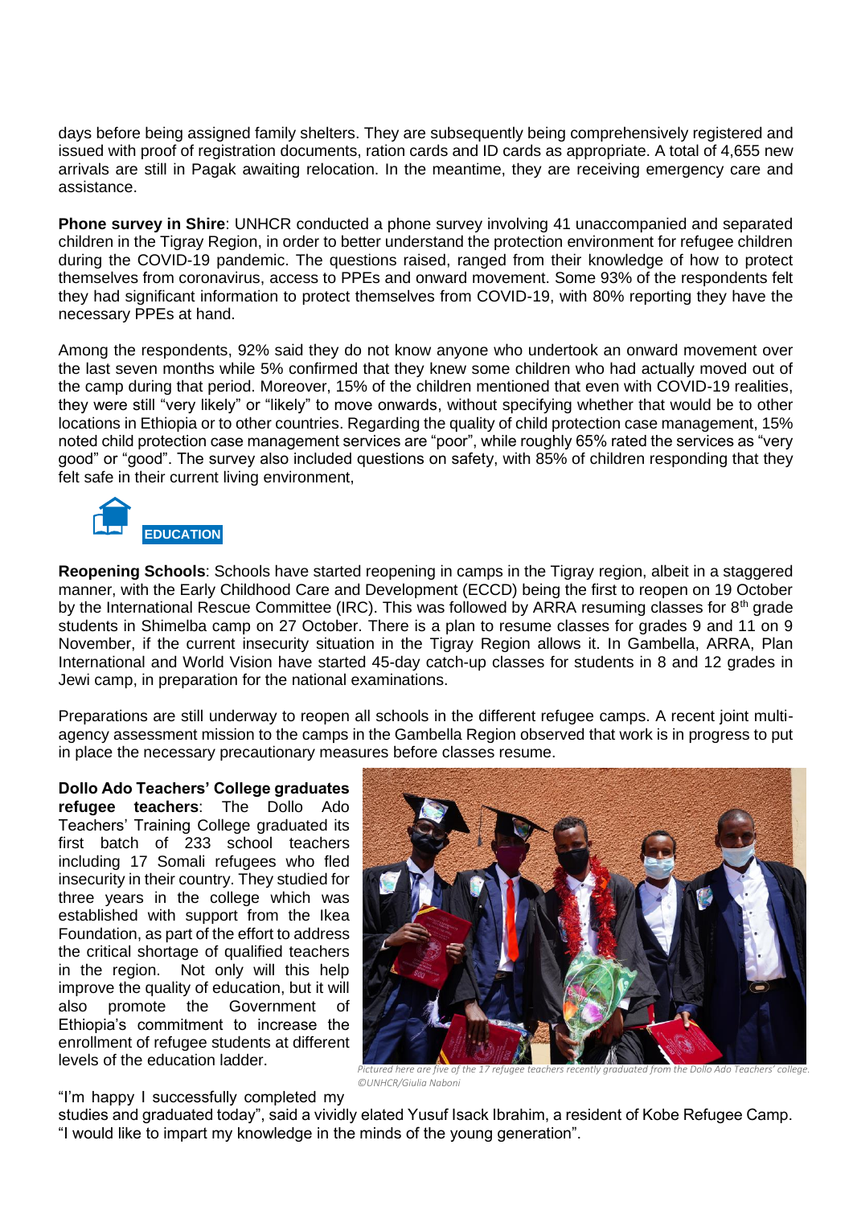days before being assigned family shelters. They are subsequently being comprehensively registered and issued with proof of registration documents, ration cards and ID cards as appropriate. A total of 4,655 new arrivals are still in Pagak awaiting relocation. In the meantime, they are receiving emergency care and assistance.

**Phone survey in Shire**: UNHCR conducted a phone survey involving 41 unaccompanied and separated children in the Tigray Region, in order to better understand the protection environment for refugee children during the COVID-19 pandemic. The questions raised, ranged from their knowledge of how to protect themselves from coronavirus, access to PPEs and onward movement. Some 93% of the respondents felt they had significant information to protect themselves from COVID-19, with 80% reporting they have the necessary PPEs at hand.

Among the respondents, 92% said they do not know anyone who undertook an onward movement over the last seven months while 5% confirmed that they knew some children who had actually moved out of the camp during that period. Moreover, 15% of the children mentioned that even with COVID-19 realities, they were still "very likely" or "likely" to move onwards, without specifying whether that would be to other locations in Ethiopia or to other countries. Regarding the quality of child protection case management, 15% noted child protection case management services are "poor", while roughly 65% rated the services as "very good" or "good". The survey also included questions on safety, with 85% of children responding that they felt safe in their current living environment,

## EDUCATION

**Reopening Schools**: Schools have started reopening in camps in the Tigray region, albeit in a staggered manner, with the Early Childhood Care and Development (ECCD) being the first to reopen on 19 October by the International Rescue Committee (IRC). This was followed by ARRA resuming classes for 8th grade students in Shimelba camp on 27 October. There is a plan to resume classes for grades 9 and 11 on 9 November, if the current insecurity situation in the Tigray Region allows it. In Gambella, ARRA, Plan International and World Vision have started 45-day catch-up classes for students in 8 and 12 grades in Jewi camp, in preparation for the national examinations.

Preparations are still underway to reopen all schools in the different refugee camps. A recent joint multi-agency assessment mission to the camps in the Gambella Region observed that work is in progress to put in place the necessary precautionary measures before classes resume.

**Dollo Ado Teachers' College graduates refugee teachers**: The Dollo Ado Teachers' Training College graduated its first batch of 233 school teachers including 17 Somali refugees who fled insecurity in their country. They studied for three years in the college which was established with support from the Ikea Foundation, as part of the effort to address the critical shortage of qualified teachers in the region. Not only will this help improve the quality of education, but it will also promote the Government of Ethiopia's commitment to increase the enrollment of refugee students at different levels of the education ladder.

*Pictured here are five of the 17 refugee teachers recently graduated from the Dollo Ado Teachers' college. ©UNHCR/Giulia Naboni*

"I'm happy I successfully completed my studies and graduated today", said a vividly elated Yusuf Isack Ibrahim, a resident of Kobe Refugee Camp. "I would like to impart my knowledge in the minds of the young generation".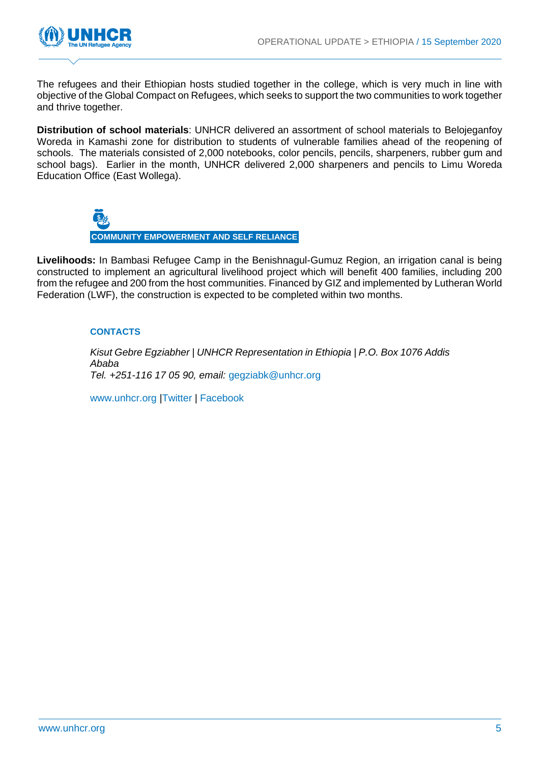The refugees and their Ethiopian hosts studied together in the college, which is very much in line with objective of the Global Compact on Refugees, which seeks to support the two communities to work together and thrive together.

**Distribution of school materials**: UNHCR delivered an assortment of school materials to Belojeganfoy Woreda in Kamashi zone for distribution to students of vulnerable families ahead of the reopening of schools. The materials consisted of 2,000 notebooks, color pencils, pencils, sharpeners, rubber gum and school bags). Earlier in the month, UNHCR delivered 2,000 sharpeners and pencils to Limu Woreda Education Office (East Wollega).

## COMMUNITY EMPOWERMENT AND SELF RELIANCE

**Livelihoods:** In Bambasi Refugee Camp in the Benishnagul-Gumuz Region, an irrigation canal is being constructed to implement an agricultural livelihood project which will benefit 400 families, including 200 from the refugee and 200 from the host communities. Financed by GIZ and implemented by Lutheran World Federation (LWF), the construction is expected to be completed within two months.

### CONTACTS

*Kisut Gebre Egziabher | UNHCR Representation in Ethiopia | P.O. Box 1076 Addis Ababa*
*Tel. +251-116 17 05 90, email:* gegziabk@unhcr.org

www.unhcr.org |Twitter | Facebook